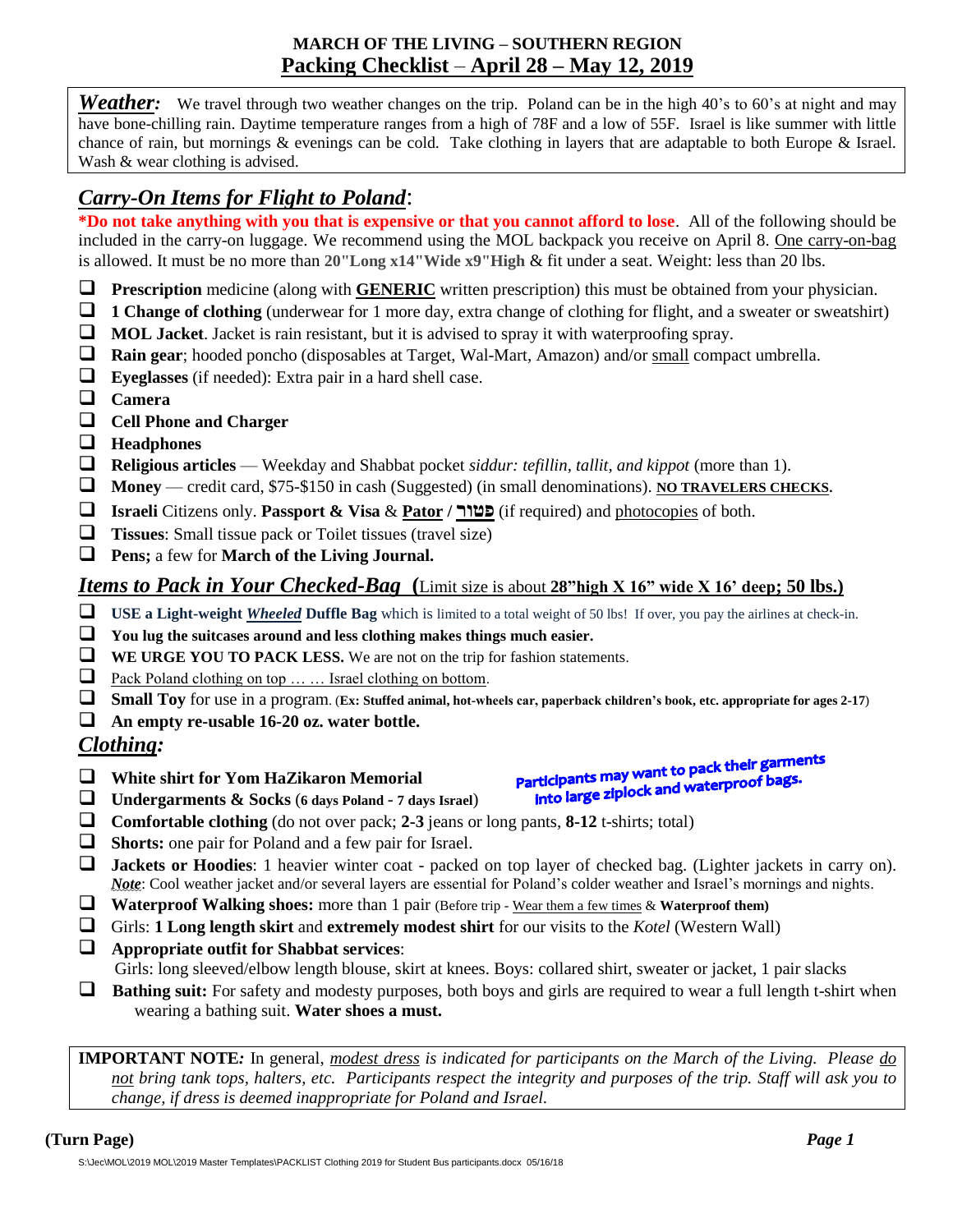# MARCH OF THE LIVING – SOUTHERN REGION
## Packing Checklist – April 28 – May 12, 2019

***Weather:*** We travel through two weather changes on the trip. Poland can be in the high 40's to 60's at night and may have bone-chilling rain. Daytime temperature ranges from a high of 78F and a low of 55F. Israel is like summer with little chance of rain, but mornings & evenings can be cold. Take clothing in layers that are adaptable to both Europe & Israel. Wash & wear clothing is advised.

## *Carry-On Items for Flight to Poland*:

***Do not take anything with you that is expensive or that you cannot afford to lose**. All of the following should be included in the carry-on luggage. We recommend using the MOL backpack you receive on April 8. One carry-on-bag is allowed. It must be no more than **20"Long x14"Wide x9"High** & fit under a seat. Weight: less than 20 lbs.

- ❑ **Prescription** medicine (along with **GENERIC** written prescription) this must be obtained from your physician.
- ❑ **1 Change of clothing** (underwear for 1 more day, extra change of clothing for flight, and a sweater or sweatshirt)
- ❑ **MOL Jacket**. Jacket is rain resistant, but it is advised to spray it with waterproofing spray.
- ❑ **Rain gear**; hooded poncho (disposables at Target, Wal-Mart, Amazon) and/or small compact umbrella.
- ❑ **Eyeglasses** (if needed): Extra pair in a hard shell case.
- ❑ **Camera**
- ❑ **Cell Phone and Charger**
- ❑ **Headphones**
- ❑ **Religious articles** — Weekday and Shabbat pocket *siddur: tefillin, tallit, and kippot* (more than 1).
- ❑ **Money** — credit card, $75-$150 in cash (Suggested) (in small denominations). **NO TRAVELERS CHECKS.**
- ❑ **Israeli** Citizens only. **Passport & Visa** & **Pator / פטור** (if required) and photocopies of both.
- ❑ **Tissues**: Small tissue pack or Toilet tissues (travel size)
- ❑ **Pens;** a few for **March of the Living Journal.**

## *Items to Pack in Your Checked-Bag* (Limit size is about **28"high X 16" wide X 16' deep; 50 lbs.**)

- ❑ **USE a Light-weight *Wheeled* Duffle Bag** which is limited to a total weight of 50 lbs! If over, you pay the airlines at check-in.
- ❑ **You lug the suitcases around and less clothing makes things much easier.**
- ❑ **WE URGE YOU TO PACK LESS.** We are not on the trip for fashion statements.
- ❑ Pack Poland clothing on top … … Israel clothing on bottom.
- ❑ **Small Toy** for use in a program. (**Ex: Stuffed animal, hot-wheels car, paperback children's book, etc. appropriate for ages 2-17**)
- ❑ **An empty re-usable 16-20 oz. water bottle.**

## *Clothing:*

**Participants may want to pack their garments into large ziplock and waterproof bags.**

- ❑ **White shirt for Yom HaZikaron Memorial**
- ❑ **Undergarments & Socks** (**6 days Poland - 7 days Israel**)
- ❑ **Comfortable clothing** (do not over pack; **2-3** jeans or long pants, **8-12** t-shirts; total)
- ❑ **Shorts:** one pair for Poland and a few pair for Israel.
- ❑ **Jackets or Hoodies**: 1 heavier winter coat - packed on top layer of checked bag. (Lighter jackets in carry on). ***Note***: Cool weather jacket and/or several layers are essential for Poland's colder weather and Israel's mornings and nights.
- ❑ **Waterproof Walking shoes:** more than 1 pair (Before trip - Wear them a few times & **Waterproof them)**
- ❑ Girls: **1 Long length skirt** and **extremely modest shirt** for our visits to the *Kotel* (Western Wall)
- ❑ **Appropriate outfit for Shabbat services**:
  Girls: long sleeved/elbow length blouse, skirt at knees. Boys: collared shirt, sweater or jacket, 1 pair slacks
- ❑ **Bathing suit:** For safety and modesty purposes, both boys and girls are required to wear a full length t-shirt when wearing a bathing suit. **Water shoes a must.**

**IMPORTANT NOTE*:*** In general, *modest dress is indicated for participants on the March of the Living. Please do not bring tank tops, halters, etc. Participants respect the integrity and purposes of the trip. Staff will ask you to change, if dress is deemed inappropriate for Poland and Israel.*

**(Turn Page)**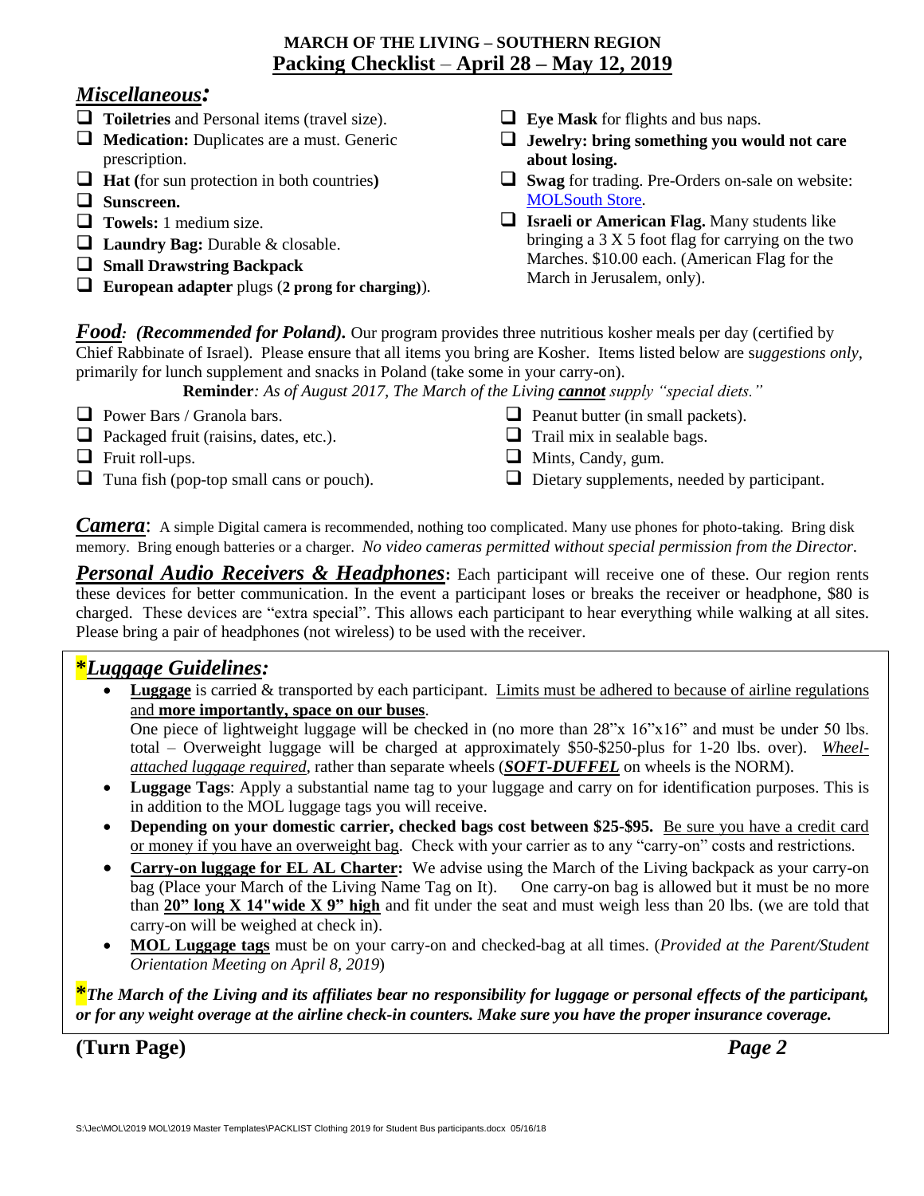**MARCH OF THE LIVING – SOUTHERN REGION**
**Packing Checklist – April 28 – May 12, 2019**

## *Miscellaneous:*

- ☐ **Toiletries** and Personal items (travel size).
- ☐ **Medication:** Duplicates are a must. Generic prescription.
- ☐ **Hat (**for sun protection in both countries**)**
- ☐ **Sunscreen.**
- ☐ **Towels:** 1 medium size.
- ☐ **Laundry Bag:** Durable & closable.
- ☐ **Small Drawstring Backpack**
- ☐ **European adapter** plugs (**2 prong for charging)**).
- ☐ **Eye Mask** for flights and bus naps.
- ☐ **Jewelry: bring something you would not care about losing.**
- ☐ **Swag** for trading. Pre-Orders on-sale on website: MOLSouth Store.
- ☐ **Israeli or American Flag.** Many students like bringing a 3 X 5 foot flag for carrying on the two Marches. $10.00 each. (American Flag for the March in Jerusalem, only).

***Food**: (Recommended for Poland).* Our program provides three nutritious kosher meals per day (certified by Chief Rabbinate of Israel). Please ensure that all items you bring are Kosher. Items listed below are s*uggestions only*, primarily for lunch supplement and snacks in Poland (take some in your carry-on).

**Reminder***: As of August 2017, The March of the Living **cannot** supply "special diets."*

- ☐ Power Bars / Granola bars.
- ☐ Packaged fruit (raisins, dates, etc.).
- ☐ Fruit roll-ups.
- ☐ Tuna fish (pop-top small cans or pouch).
- ☐ Peanut butter (in small packets).
- ☐ Trail mix in sealable bags.
- ☐ Mints, Candy, gum.
- ☐ Dietary supplements, needed by participant.

***Camera***: A simple Digital camera is recommended, nothing too complicated. Many use phones for photo-taking. Bring disk memory. Bring enough batteries or a charger. *No video cameras permitted without special permission from the Director.*

***Personal Audio Receivers & Headphones***: Each participant will receive one of these. Our region rents these devices for better communication. In the event a participant loses or breaks the receiver or headphone, $80 is charged. These devices are "extra special". This allows each participant to hear everything while walking at all sites. Please bring a pair of headphones (not wireless) to be used with the receiver.

## *\*Luggage Guidelines:*

- **Luggage** is carried & transported by each participant. Limits must be adhered to because of airline regulations and **more importantly, space on our buses**.
  One piece of lightweight luggage will be checked in (no more than 28"x 16"x16" and must be under 50 lbs. total – Overweight luggage will be charged at approximately $50-$250-plus for 1-20 lbs. over). *Wheel-attached luggage required*, rather than separate wheels (***SOFT-DUFFEL*** on wheels is the NORM).
- **Luggage Tags**: Apply a substantial name tag to your luggage and carry on for identification purposes. This is in addition to the MOL luggage tags you will receive.
- **Depending on your domestic carrier, checked bags cost between $25-$95.** Be sure you have a credit card or money if you have an overweight bag. Check with your carrier as to any "carry-on" costs and restrictions.
- **Carry-on luggage for EL AL Charter:** We advise using the March of the Living backpack as your carry-on bag (Place your March of the Living Name Tag on It). One carry-on bag is allowed but it must be no more than **20" long X 14"wide X 9" high** and fit under the seat and must weigh less than 20 lbs. (we are told that carry-on will be weighed at check in).
- **MOL Luggage tags** must be on your carry-on and checked-bag at all times. (*Provided at the Parent/Student Orientation Meeting on April 8, 2019*)

***\*The March of the Living and its affiliates bear no responsibility for luggage or personal effects of the participant, or for any weight overage at the airline check-in counters. Make sure you have the proper insurance coverage.***

**(Turn Page)**